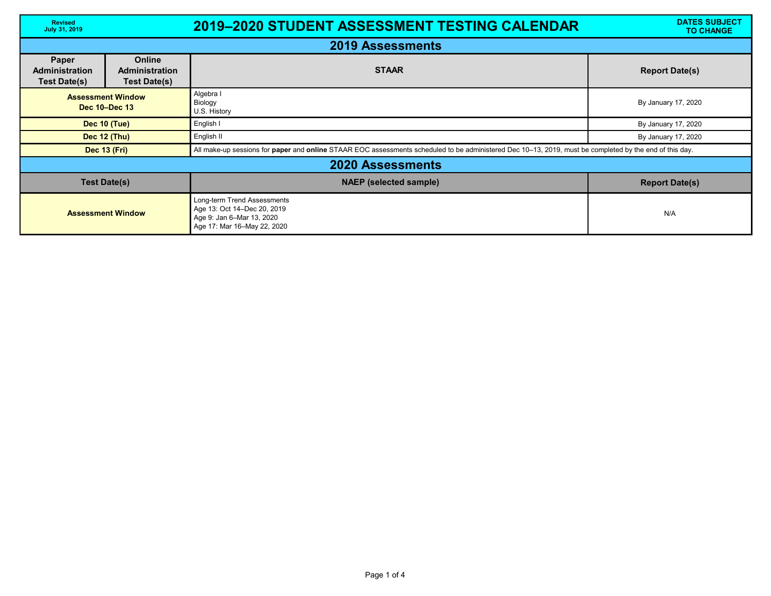Revised July 31, 2019

# 2019–2020 STUDENT ASSESSMENT TESTING CALENDAR

DATES SUBJECT TO CHANGE

## 2019 Assessments

| Paper Administration Test Date(s) | Online Administration Test Date(s) | STAAR | Report Date(s) |
|---|---|---|---|
| **Assessment Window Dec 10–Dec 13** | | Algebra I<br>Biology<br>U.S. History | By January 17, 2020 |
| **Dec 10 (Tue)** | | English I | By January 17, 2020 |
| **Dec 12 (Thu)** | | English II | By January 17, 2020 |
| **Dec 13 (Fri)** | | All make-up sessions for **paper** and **online** STAAR EOC assessments scheduled to be administered Dec 10–13, 2019, must be completed by the end of this day. | |

## 2020 Assessments

| Test Date(s) | NAEP (selected sample) | Report Date(s) |
|---|---|---|
| **Assessment Window** | Long-term Trend Assessments<br>Age 13: Oct 14–Dec 20, 2019<br>Age 9: Jan 6–Mar 13, 2020<br>Age 17: Mar 16–May 22, 2020 | N/A |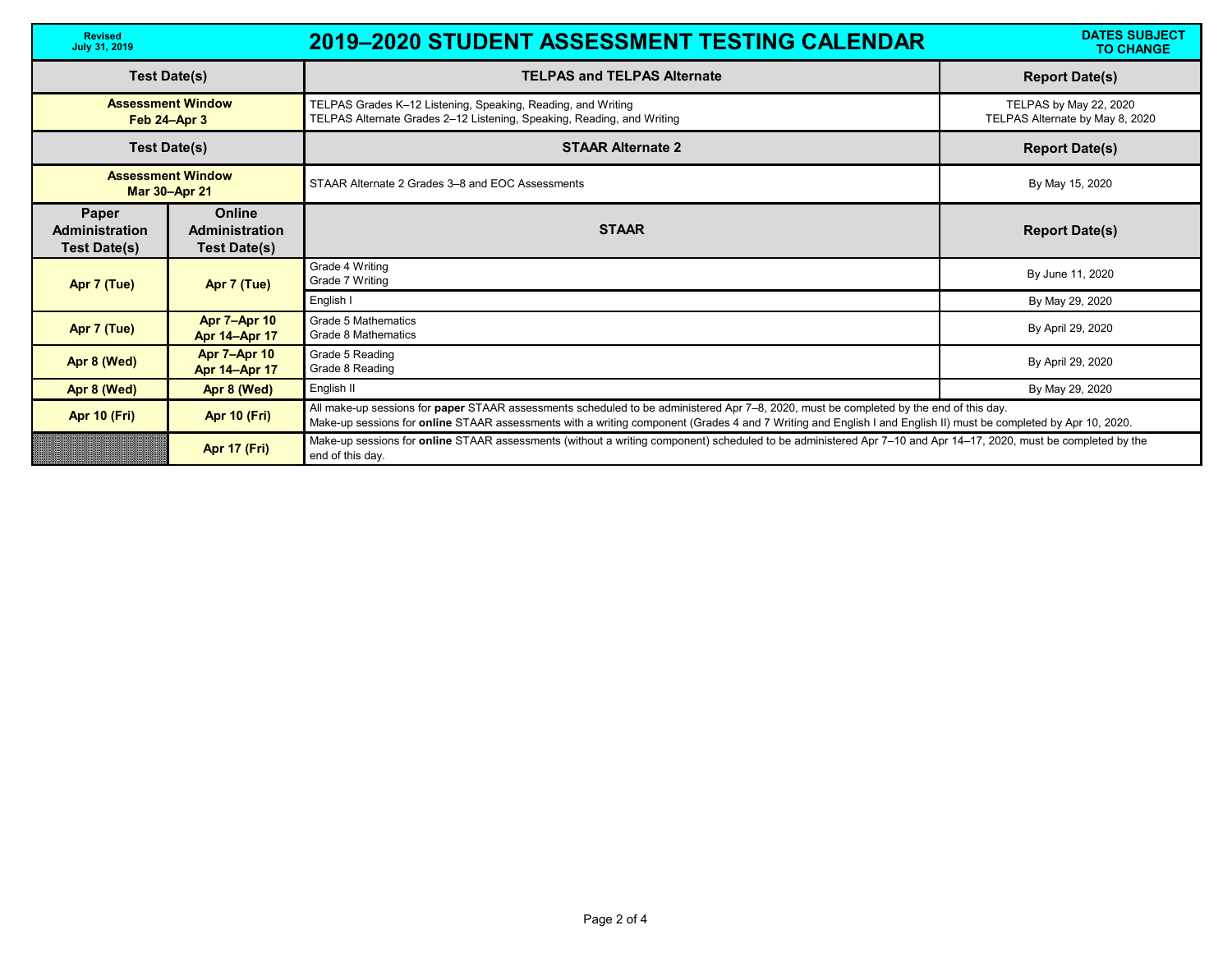Revised July 31, 2019

# 2019–2020 STUDENT ASSESSMENT TESTING CALENDAR

**DATES SUBJECT TO CHANGE**

| Test Date(s) | | TELPAS and TELPAS Alternate | Report Date(s) |
|---|---|---|---|
| **Assessment Window Feb 24–Apr 3** | | TELPAS Grades K–12 Listening, Speaking, Reading, and Writing<br>TELPAS Alternate Grades 2–12 Listening, Speaking, Reading, and Writing | TELPAS by May 22, 2020<br>TELPAS Alternate by May 8, 2020 |
| **Test Date(s)** | | **STAAR Alternate 2** | **Report Date(s)** |
| **Assessment Window Mar 30–Apr 21** | | STAAR Alternate 2 Grades 3–8 and EOC Assessments | By May 15, 2020 |
| **Paper Administration Test Date(s)** | **Online Administration Test Date(s)** | **STAAR** | **Report Date(s)** |
| **Apr 7 (Tue)** | **Apr 7 (Tue)** | Grade 4 Writing<br>Grade 7 Writing | By June 11, 2020 |
| | | English I | By May 29, 2020 |
| **Apr 7 (Tue)** | **Apr 7–Apr 10<br>Apr 14–Apr 17** | Grade 5 Mathematics<br>Grade 8 Mathematics | By April 29, 2020 |
| **Apr 8 (Wed)** | **Apr 7–Apr 10<br>Apr 14–Apr 17** | Grade 5 Reading<br>Grade 8 Reading | By April 29, 2020 |
| **Apr 8 (Wed)** | **Apr 8 (Wed)** | English II | By May 29, 2020 |
| **Apr 10 (Fri)** | **Apr 10 (Fri)** | All make-up sessions for **paper** STAAR assessments scheduled to be administered Apr 7–8, 2020, must be completed by the end of this day.<br>Make-up sessions for **online** STAAR assessments with a writing component (Grades 4 and 7 Writing and English I and English II) must be completed by Apr 10, 2020. | |
| | **Apr 17 (Fri)** | Make-up sessions for **online** STAAR assessments (without a writing component) scheduled to be administered Apr 7–10 and Apr 14–17, 2020, must be completed by the end of this day. | |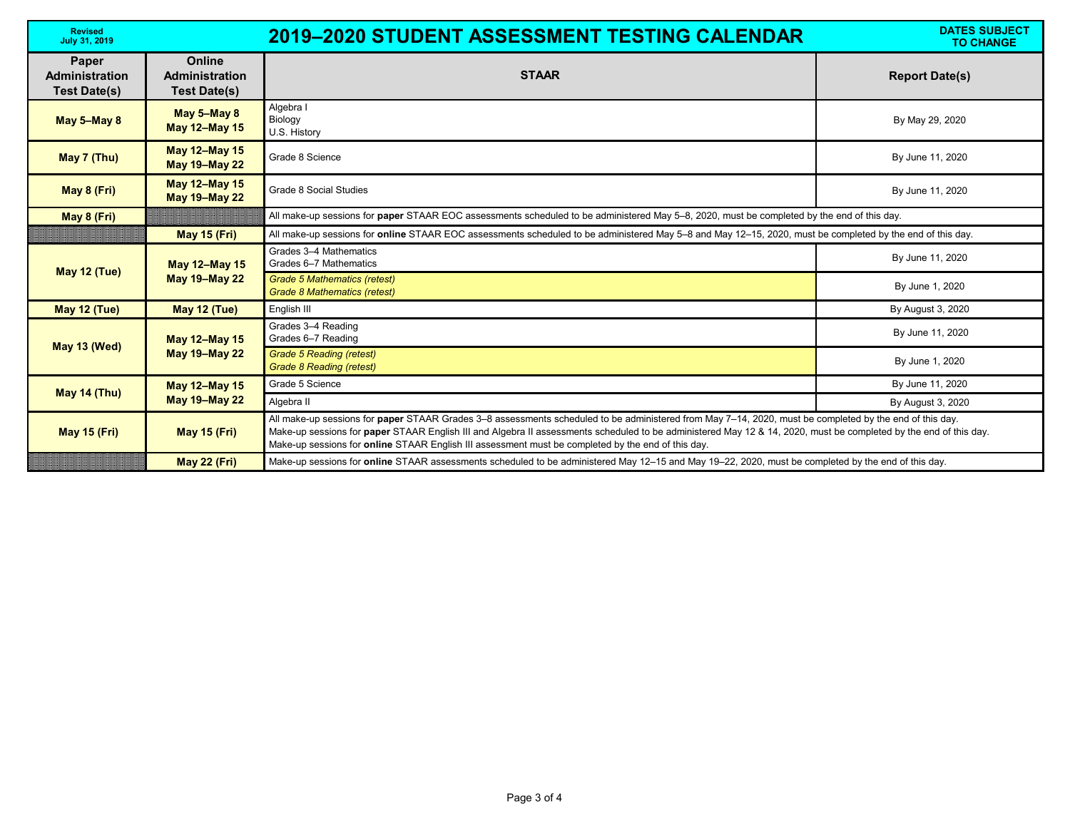Revised July 31, 2019

# 2019–2020 STUDENT ASSESSMENT TESTING CALENDAR

**DATES SUBJECT TO CHANGE**

| Paper Administration Test Date(s) | Online Administration Test Date(s) | STAAR | Report Date(s) |
|---|---|---|---|
| **May 5–May 8** | **May 5–May 8**<br>**May 12–May 15** | Algebra I<br>Biology<br>U.S. History | By May 29, 2020 |
| **May 7 (Thu)** | **May 12–May 15**<br>**May 19–May 22** | Grade 8 Science | By June 11, 2020 |
| **May 8 (Fri)** | **May 12–May 15**<br>**May 19–May 22** | Grade 8 Social Studies | By June 11, 2020 |
| **May 8 (Fri)** | | All make-up sessions for **paper** STAAR EOC assessments scheduled to be administered May 5–8, 2020, must be completed by the end of this day. | |
| | **May 15 (Fri)** | All make-up sessions for **online** STAAR EOC assessments scheduled to be administered May 5–8 and May 12–15, 2020, must be completed by the end of this day. | |
| **May 12 (Tue)** | **May 12–May 15**<br>**May 19–May 22** | Grades 3–4 Mathematics<br>Grades 6–7 Mathematics | By June 11, 2020 |
| | | *Grade 5 Mathematics (retest)*<br>*Grade 8 Mathematics (retest)* | By June 1, 2020 |
| **May 12 (Tue)** | **May 12 (Tue)** | English III | By August 3, 2020 |
| **May 13 (Wed)** | **May 12–May 15**<br>**May 19–May 22** | Grades 3–4 Reading<br>Grades 6–7 Reading | By June 11, 2020 |
| | | *Grade 5 Reading (retest)*<br>*Grade 8 Reading (retest)* | By June 1, 2020 |
| **May 14 (Thu)** | **May 12–May 15**<br>**May 19–May 22** | Grade 5 Science | By June 11, 2020 |
| | | Algebra II | By August 3, 2020 |
| **May 15 (Fri)** | **May 15 (Fri)** | All make-up sessions for **paper** STAAR Grades 3–8 assessments scheduled to be administered from May 7–14, 2020, must be completed by the end of this day.<br>Make-up sessions for **paper** STAAR English III and Algebra II assessments scheduled to be administered May 12 & 14, 2020, must be completed by the end of this day.<br>Make-up sessions for **online** STAAR English III assessment must be completed by the end of this day. | |
| | **May 22 (Fri)** | Make-up sessions for **online** STAAR assessments scheduled to be administered May 12–15 and May 19–22, 2020, must be completed by the end of this day. | |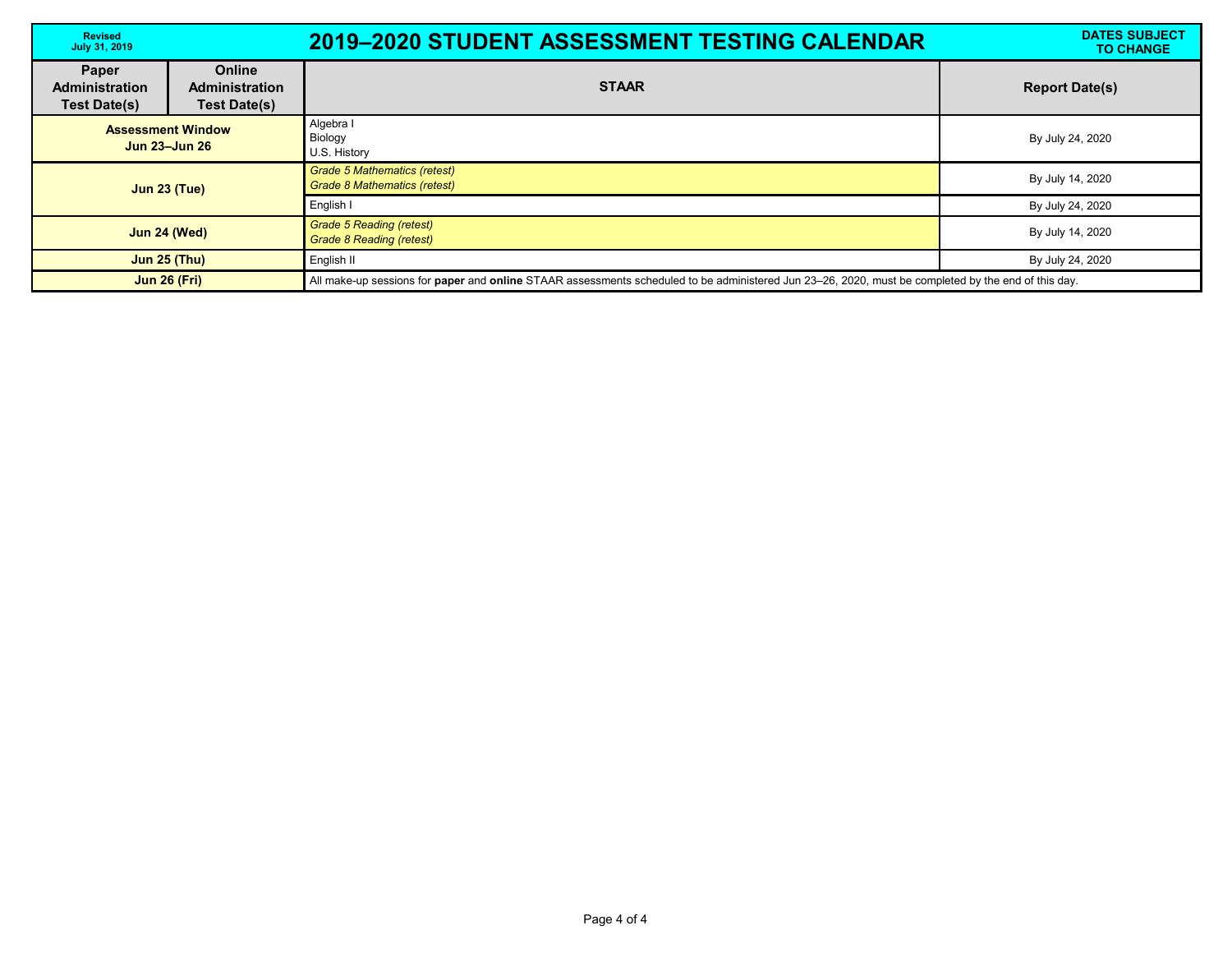Revised July 31, 2019

# 2019–2020 STUDENT ASSESSMENT TESTING CALENDAR

DATES SUBJECT TO CHANGE

| Paper Administration Test Date(s) | Online Administration Test Date(s) | STAAR | Report Date(s) |
|---|---|---|---|
| **Assessment Window Jun 23–Jun 26** | | Algebra I<br>Biology<br>U.S. History | By July 24, 2020 |
| **Jun 23 (Tue)** | | *Grade 5 Mathematics (retest)*<br>*Grade 8 Mathematics (retest)* | By July 14, 2020 |
| | | English I | By July 24, 2020 |
| **Jun 24 (Wed)** | | *Grade 5 Reading (retest)*<br>*Grade 8 Reading (retest)* | By July 14, 2020 |
| **Jun 25 (Thu)** | | English II | By July 24, 2020 |
| **Jun 26 (Fri)** | | All make-up sessions for **paper** and **online** STAAR assessments scheduled to be administered Jun 23–26, 2020, must be completed by the end of this day. | |